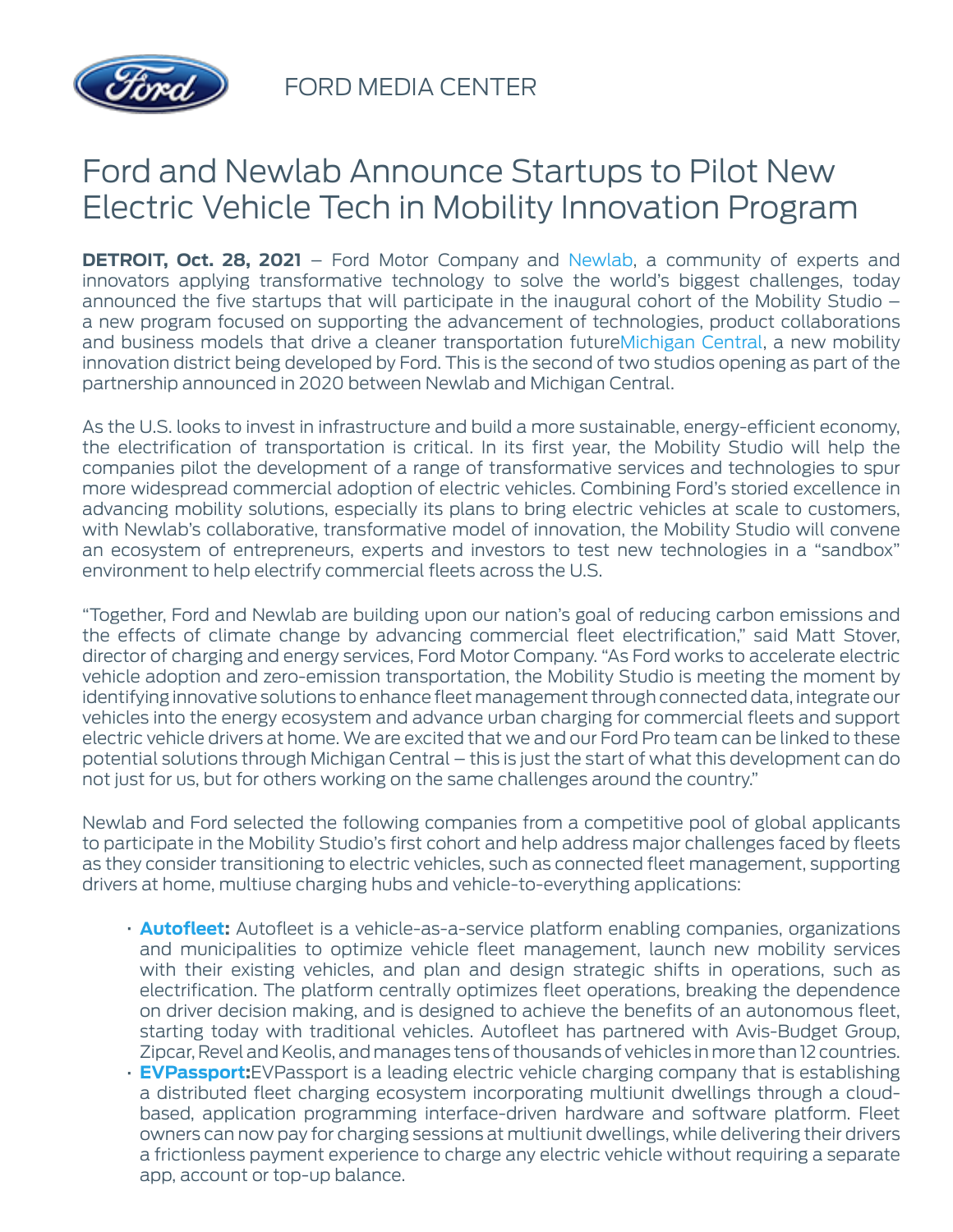FORD MEDIA CENTER

# Ford and Newlab Announce Startups to Pilot New Electric Vehicle Tech in Mobility Innovation Program

**DETROIT, Oct. 28, 2021** – Ford Motor Company and Newlab, a community of experts and innovators applying transformative technology to solve the world's biggest challenges, today announced the five startups that will participate in the inaugural cohort of the Mobility Studio – a new program focused on supporting the advancement of technologies, product collaborations and business models that drive a cleaner transportation futureMichigan Central, a new mobility innovation district being developed by Ford. This is the second of two studios opening as part of the partnership announced in 2020 between Newlab and Michigan Central.

As the U.S. looks to invest in infrastructure and build a more sustainable, energy-efficient economy, the electrification of transportation is critical. In its first year, the Mobility Studio will help the companies pilot the development of a range of transformative services and technologies to spur more widespread commercial adoption of electric vehicles. Combining Ford's storied excellence in advancing mobility solutions, especially its plans to bring electric vehicles at scale to customers, with Newlab's collaborative, transformative model of innovation, the Mobility Studio will convene an ecosystem of entrepreneurs, experts and investors to test new technologies in a "sandbox" environment to help electrify commercial fleets across the U.S.

"Together, Ford and Newlab are building upon our nation's goal of reducing carbon emissions and the effects of climate change by advancing commercial fleet electrification," said Matt Stover, director of charging and energy services, Ford Motor Company. "As Ford works to accelerate electric vehicle adoption and zero-emission transportation, the Mobility Studio is meeting the moment by identifying innovative solutions to enhance fleet management through connected data, integrate our vehicles into the energy ecosystem and advance urban charging for commercial fleets and support electric vehicle drivers at home. We are excited that we and our Ford Pro team can be linked to these potential solutions through Michigan Central – this is just the start of what this development can do not just for us, but for others working on the same challenges around the country."

Newlab and Ford selected the following companies from a competitive pool of global applicants to participate in the Mobility Studio's first cohort and help address major challenges faced by fleets as they consider transitioning to electric vehicles, such as connected fleet management, supporting drivers at home, multiuse charging hubs and vehicle-to-everything applications:

- **Autofleet:** Autofleet is a vehicle-as-a-service platform enabling companies, organizations and municipalities to optimize vehicle fleet management, launch new mobility services with their existing vehicles, and plan and design strategic shifts in operations, such as electrification. The platform centrally optimizes fleet operations, breaking the dependence on driver decision making, and is designed to achieve the benefits of an autonomous fleet, starting today with traditional vehicles. Autofleet has partnered with Avis-Budget Group, Zipcar, Revel and Keolis, and manages tens of thousands of vehicles in more than 12 countries.
- **EVPassport:**EVPassport is a leading electric vehicle charging company that is establishing a distributed fleet charging ecosystem incorporating multiunit dwellings through a cloud-based, application programming interface-driven hardware and software platform. Fleet owners can now pay for charging sessions at multiunit dwellings, while delivering their drivers a frictionless payment experience to charge any electric vehicle without requiring a separate app, account or top-up balance.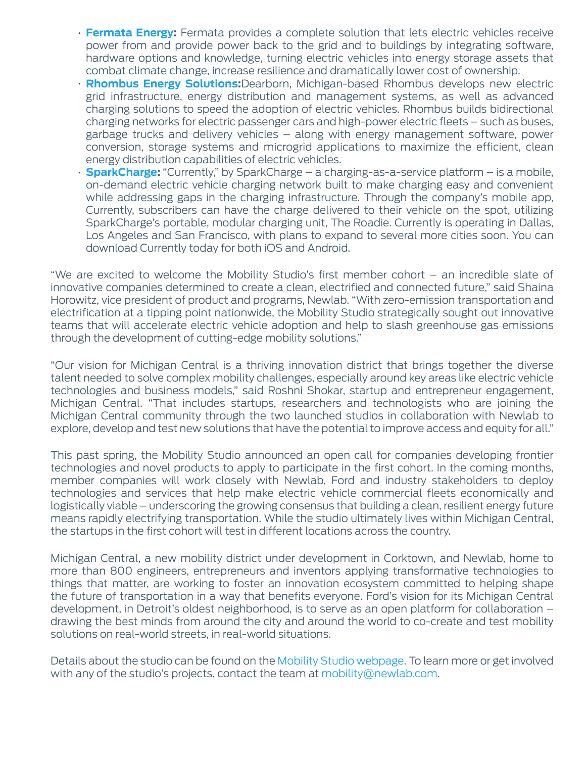- **Fermata Energy:** Fermata provides a complete solution that lets electric vehicles receive power from and provide power back to the grid and to buildings by integrating software, hardware options and knowledge, turning electric vehicles into energy storage assets that combat climate change, increase resilience and dramatically lower cost of ownership.
- **Rhombus Energy Solutions:**Dearborn, Michigan-based Rhombus develops new electric grid infrastructure, energy distribution and management systems, as well as advanced charging solutions to speed the adoption of electric vehicles. Rhombus builds bidirectional charging networks for electric passenger cars and high-power electric fleets – such as buses, garbage trucks and delivery vehicles – along with energy management software, power conversion, storage systems and microgrid applications to maximize the efficient, clean energy distribution capabilities of electric vehicles.
- **SparkCharge:** "Currently," by SparkCharge – a charging-as-a-service platform – is a mobile, on-demand electric vehicle charging network built to make charging easy and convenient while addressing gaps in the charging infrastructure. Through the company's mobile app, Currently, subscribers can have the charge delivered to their vehicle on the spot, utilizing SparkCharge's portable, modular charging unit, The Roadie. Currently is operating in Dallas, Los Angeles and San Francisco, with plans to expand to several more cities soon. You can download Currently today for both iOS and Android.

"We are excited to welcome the Mobility Studio's first member cohort – an incredible slate of innovative companies determined to create a clean, electrified and connected future," said Shaina Horowitz, vice president of product and programs, Newlab. "With zero-emission transportation and electrification at a tipping point nationwide, the Mobility Studio strategically sought out innovative teams that will accelerate electric vehicle adoption and help to slash greenhouse gas emissions through the development of cutting-edge mobility solutions."

"Our vision for Michigan Central is a thriving innovation district that brings together the diverse talent needed to solve complex mobility challenges, especially around key areas like electric vehicle technologies and business models," said Roshni Shokar, startup and entrepreneur engagement, Michigan Central. "That includes startups, researchers and technologists who are joining the Michigan Central community through the two launched studios in collaboration with Newlab to explore, develop and test new solutions that have the potential to improve access and equity for all."

This past spring, the Mobility Studio announced an open call for companies developing frontier technologies and novel products to apply to participate in the first cohort. In the coming months, member companies will work closely with Newlab, Ford and industry stakeholders to deploy technologies and services that help make electric vehicle commercial fleets economically and logistically viable – underscoring the growing consensus that building a clean, resilient energy future means rapidly electrifying transportation. While the studio ultimately lives within Michigan Central, the startups in the first cohort will test in different locations across the country.

Michigan Central, a new mobility district under development in Corktown, and Newlab, home to more than 800 engineers, entrepreneurs and inventors applying transformative technologies to things that matter, are working to foster an innovation ecosystem committed to helping shape the future of transportation in a way that benefits everyone. Ford's vision for its Michigan Central development, in Detroit's oldest neighborhood, is to serve as an open platform for collaboration – drawing the best minds from around the city and around the world to co-create and test mobility solutions on real-world streets, in real-world situations.

Details about the studio can be found on the Mobility Studio webpage. To learn more or get involved with any of the studio's projects, contact the team at mobility@newlab.com.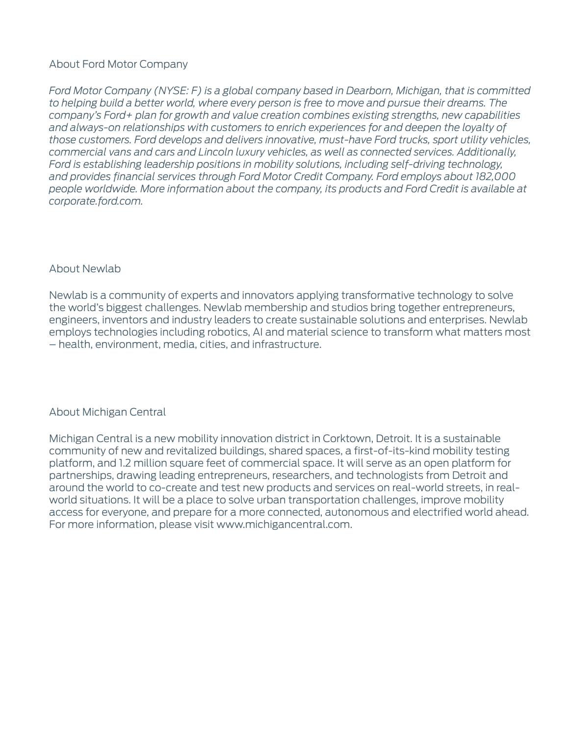## About Ford Motor Company

*Ford Motor Company (NYSE: F) is a global company based in Dearborn, Michigan, that is committed to helping build a better world, where every person is free to move and pursue their dreams. The company's Ford+ plan for growth and value creation combines existing strengths, new capabilities and always-on relationships with customers to enrich experiences for and deepen the loyalty of those customers. Ford develops and delivers innovative, must-have Ford trucks, sport utility vehicles, commercial vans and cars and Lincoln luxury vehicles, as well as connected services. Additionally, Ford is establishing leadership positions in mobility solutions, including self-driving technology, and provides financial services through Ford Motor Credit Company. Ford employs about 182,000 people worldwide. More information about the company, its products and Ford Credit is available at corporate.ford.com.*

## About Newlab

Newlab is a community of experts and innovators applying transformative technology to solve the world's biggest challenges. Newlab membership and studios bring together entrepreneurs, engineers, inventors and industry leaders to create sustainable solutions and enterprises. Newlab employs technologies including robotics, AI and material science to transform what matters most – health, environment, media, cities, and infrastructure.

## About Michigan Central

Michigan Central is a new mobility innovation district in Corktown, Detroit. It is a sustainable community of new and revitalized buildings, shared spaces, a first-of-its-kind mobility testing platform, and 1.2 million square feet of commercial space. It will serve as an open platform for partnerships, drawing leading entrepreneurs, researchers, and technologists from Detroit and around the world to co-create and test new products and services on real-world streets, in real-world situations. It will be a place to solve urban transportation challenges, improve mobility access for everyone, and prepare for a more connected, autonomous and electrified world ahead. For more information, please visit www.michigancentral.com.